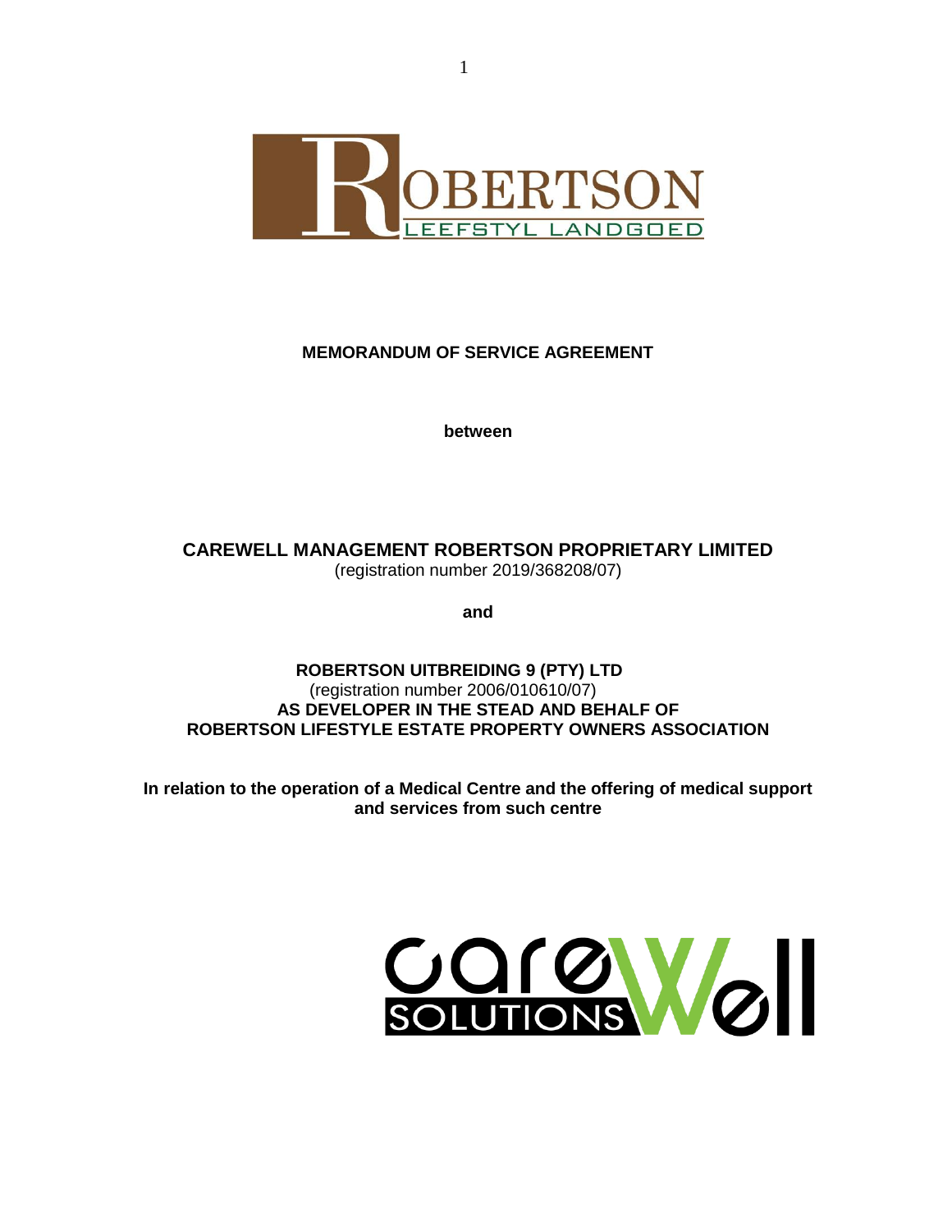**MEMORANDUM OF SERVICE AGREEMENT**

**between**

**CAREWELL MANAGEMENT ROBERTSON PROPRIETARY LIMITED**
(registration number 2019/368208/07)

**and**

**ROBERTSON UITBREIDING 9 (PTY) LTD**
(registration number 2006/010610/07)
**AS DEVELOPER IN THE STEAD AND BEHALF OF**
**ROBERTSON LIFESTYLE ESTATE PROPERTY OWNERS ASSOCIATION**

**In relation to the operation of a Medical Centre and the offering of medical support and services from such centre**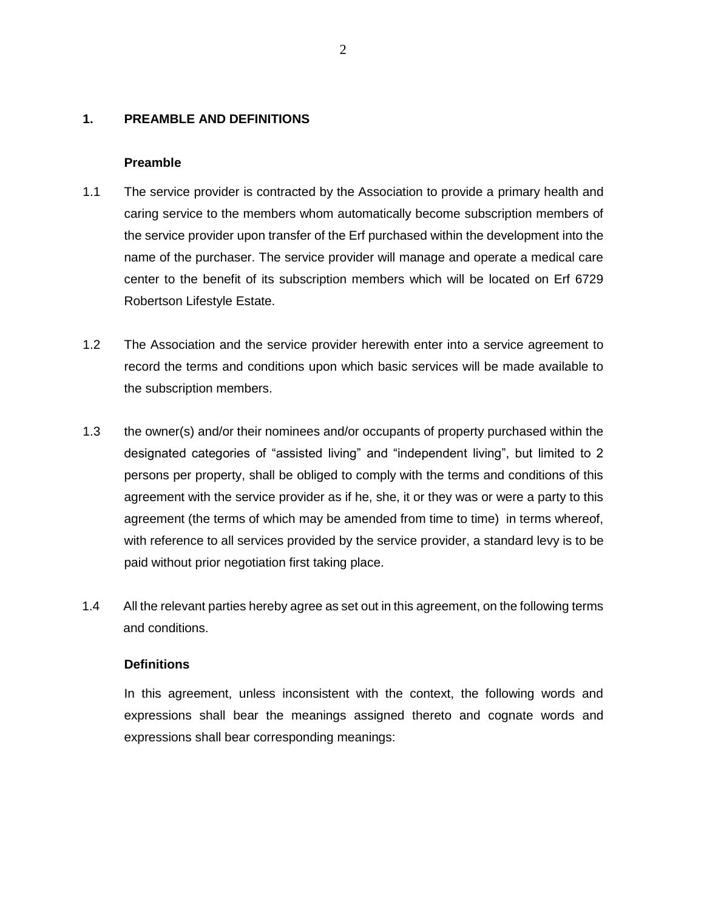## 1. PREAMBLE AND DEFINITIONS

### Preamble

1.1 The service provider is contracted by the Association to provide a primary health and caring service to the members whom automatically become subscription members of the service provider upon transfer of the Erf purchased within the development into the name of the purchaser. The service provider will manage and operate a medical care center to the benefit of its subscription members which will be located on Erf 6729 Robertson Lifestyle Estate.

1.2 The Association and the service provider herewith enter into a service agreement to record the terms and conditions upon which basic services will be made available to the subscription members.

1.3 the owner(s) and/or their nominees and/or occupants of property purchased within the designated categories of "assisted living" and "independent living", but limited to 2 persons per property, shall be obliged to comply with the terms and conditions of this agreement with the service provider as if he, she, it or they was or were a party to this agreement (the terms of which may be amended from time to time) in terms whereof, with reference to all services provided by the service provider, a standard levy is to be paid without prior negotiation first taking place.

1.4 All the relevant parties hereby agree as set out in this agreement, on the following terms and conditions.

### Definitions

In this agreement, unless inconsistent with the context, the following words and expressions shall bear the meanings assigned thereto and cognate words and expressions shall bear corresponding meanings: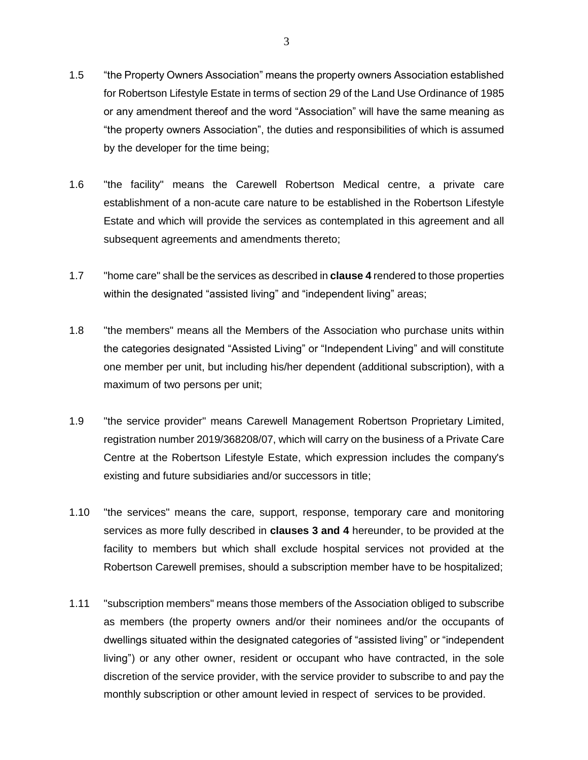1.5 “the Property Owners Association” means the property owners Association established for Robertson Lifestyle Estate in terms of section 29 of the Land Use Ordinance of 1985 or any amendment thereof and the word “Association” will have the same meaning as “the property owners Association”, the duties and responsibilities of which is assumed by the developer for the time being;

1.6 "the facility" means the Carewell Robertson Medical centre, a private care establishment of a non-acute care nature to be established in the Robertson Lifestyle Estate and which will provide the services as contemplated in this agreement and all subsequent agreements and amendments thereto;

1.7 "home care" shall be the services as described in **clause 4** rendered to those properties within the designated “assisted living” and “independent living” areas;

1.8 "the members" means all the Members of the Association who purchase units within the categories designated “Assisted Living” or “Independent Living” and will constitute one member per unit, but including his/her dependent (additional subscription), with a maximum of two persons per unit;

1.9 "the service provider" means Carewell Management Robertson Proprietary Limited, registration number 2019/368208/07, which will carry on the business of a Private Care Centre at the Robertson Lifestyle Estate, which expression includes the company's existing and future subsidiaries and/or successors in title;

1.10 "the services" means the care, support, response, temporary care and monitoring services as more fully described in **clauses 3 and 4** hereunder, to be provided at the facility to members but which shall exclude hospital services not provided at the Robertson Carewell premises, should a subscription member have to be hospitalized;

1.11 "subscription members" means those members of the Association obliged to subscribe as members (the property owners and/or their nominees and/or the occupants of dwellings situated within the designated categories of “assisted living” or “independent living”) or any other owner, resident or occupant who have contracted, in the sole discretion of the service provider, with the service provider to subscribe to and pay the monthly subscription or other amount levied in respect of services to be provided.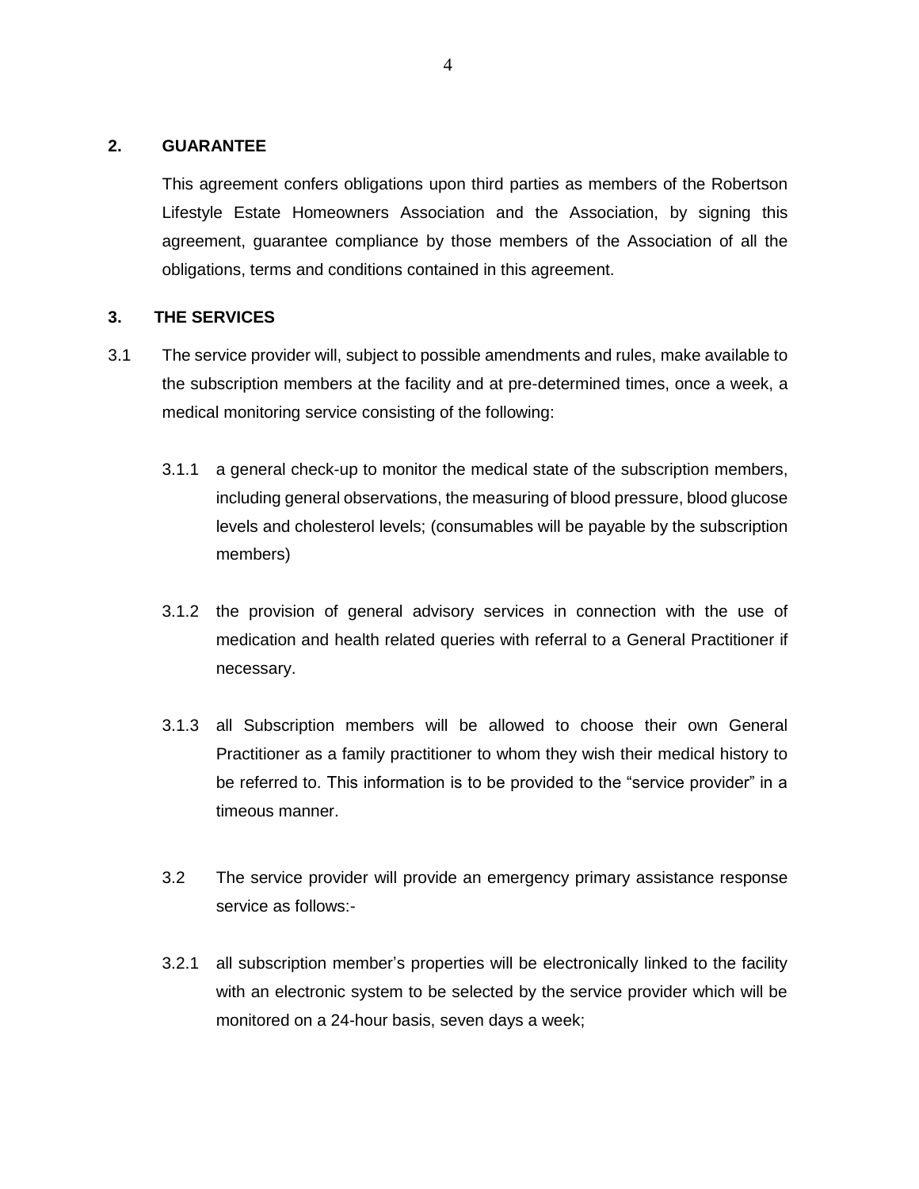## 2. GUARANTEE

This agreement confers obligations upon third parties as members of the Robertson Lifestyle Estate Homeowners Association and the Association, by signing this agreement, guarantee compliance by those members of the Association of all the obligations, terms and conditions contained in this agreement.

## 3. THE SERVICES

3.1 The service provider will, subject to possible amendments and rules, make available to the subscription members at the facility and at pre-determined times, once a week, a medical monitoring service consisting of the following:

3.1.1 a general check-up to monitor the medical state of the subscription members, including general observations, the measuring of blood pressure, blood glucose levels and cholesterol levels; (consumables will be payable by the subscription members)

3.1.2 the provision of general advisory services in connection with the use of medication and health related queries with referral to a General Practitioner if necessary.

3.1.3 all Subscription members will be allowed to choose their own General Practitioner as a family practitioner to whom they wish their medical history to be referred to. This information is to be provided to the "service provider" in a timeous manner.

3.2 The service provider will provide an emergency primary assistance response service as follows:-

3.2.1 all subscription member's properties will be electronically linked to the facility with an electronic system to be selected by the service provider which will be monitored on a 24-hour basis, seven days a week;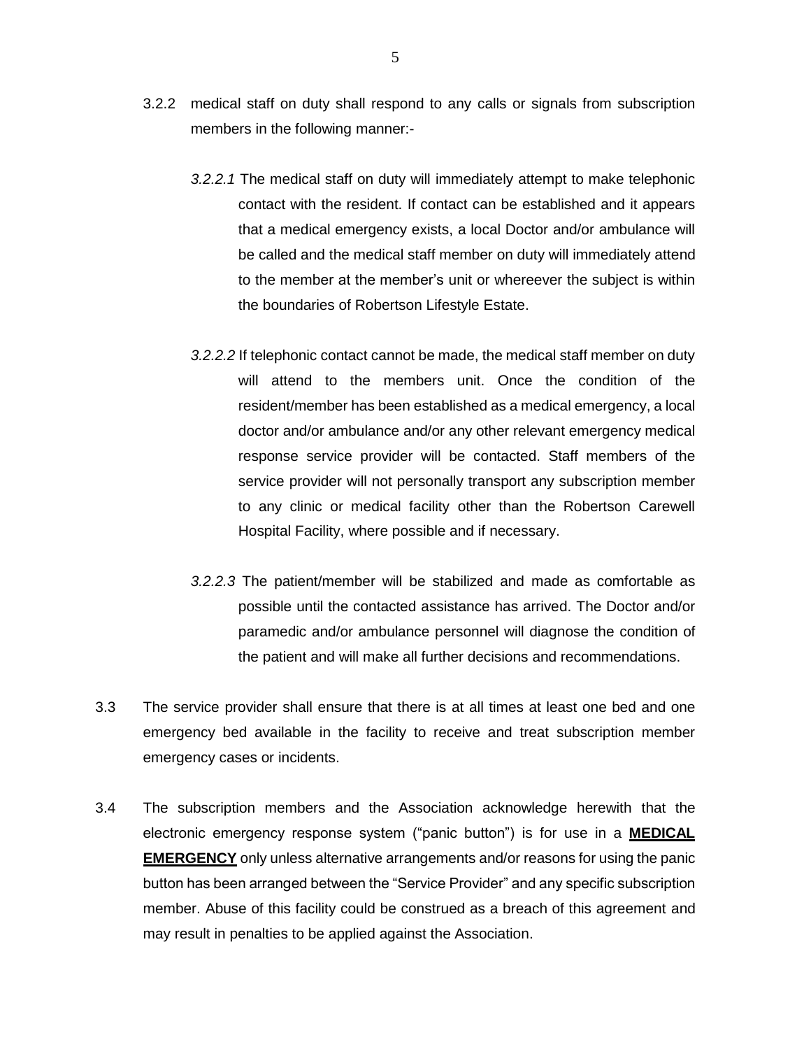3.2.2 medical staff on duty shall respond to any calls or signals from subscription members in the following manner:-

*3.2.2.1* The medical staff on duty will immediately attempt to make telephonic contact with the resident. If contact can be established and it appears that a medical emergency exists, a local Doctor and/or ambulance will be called and the medical staff member on duty will immediately attend to the member at the member's unit or whereever the subject is within the boundaries of Robertson Lifestyle Estate.

*3.2.2.2* If telephonic contact cannot be made, the medical staff member on duty will attend to the members unit. Once the condition of the resident/member has been established as a medical emergency, a local doctor and/or ambulance and/or any other relevant emergency medical response service provider will be contacted. Staff members of the service provider will not personally transport any subscription member to any clinic or medical facility other than the Robertson Carewell Hospital Facility, where possible and if necessary.

*3.2.2.3* The patient/member will be stabilized and made as comfortable as possible until the contacted assistance has arrived. The Doctor and/or paramedic and/or ambulance personnel will diagnose the condition of the patient and will make all further decisions and recommendations.

3.3 The service provider shall ensure that there is at all times at least one bed and one emergency bed available in the facility to receive and treat subscription member emergency cases or incidents.

3.4 The subscription members and the Association acknowledge herewith that the electronic emergency response system ("panic button") is for use in a **MEDICAL EMERGENCY** only unless alternative arrangements and/or reasons for using the panic button has been arranged between the "Service Provider" and any specific subscription member. Abuse of this facility could be construed as a breach of this agreement and may result in penalties to be applied against the Association.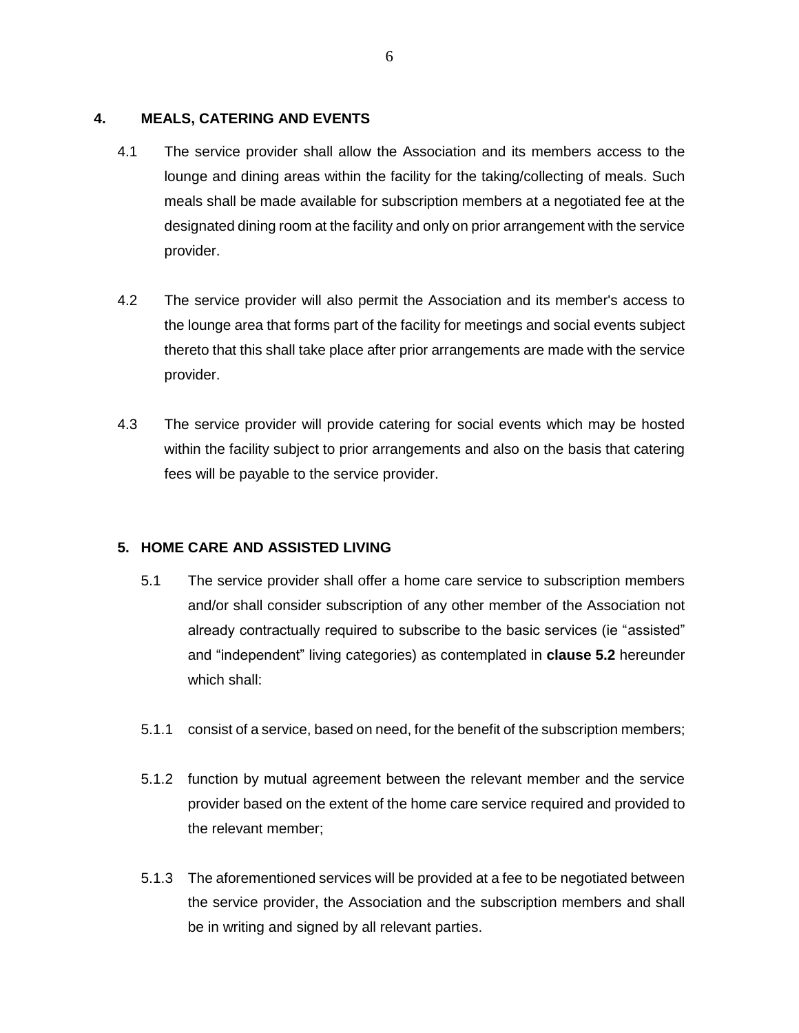## 4. MEALS, CATERING AND EVENTS

4.1 The service provider shall allow the Association and its members access to the lounge and dining areas within the facility for the taking/collecting of meals. Such meals shall be made available for subscription members at a negotiated fee at the designated dining room at the facility and only on prior arrangement with the service provider.

4.2 The service provider will also permit the Association and its member's access to the lounge area that forms part of the facility for meetings and social events subject thereto that this shall take place after prior arrangements are made with the service provider.

4.3 The service provider will provide catering for social events which may be hosted within the facility subject to prior arrangements and also on the basis that catering fees will be payable to the service provider.

## 5. HOME CARE AND ASSISTED LIVING

5.1 The service provider shall offer a home care service to subscription members and/or shall consider subscription of any other member of the Association not already contractually required to subscribe to the basic services (ie “assisted” and “independent” living categories) as contemplated in **clause 5.2** hereunder which shall:

5.1.1 consist of a service, based on need, for the benefit of the subscription members;

5.1.2 function by mutual agreement between the relevant member and the service provider based on the extent of the home care service required and provided to the relevant member;

5.1.3 The aforementioned services will be provided at a fee to be negotiated between the service provider, the Association and the subscription members and shall be in writing and signed by all relevant parties.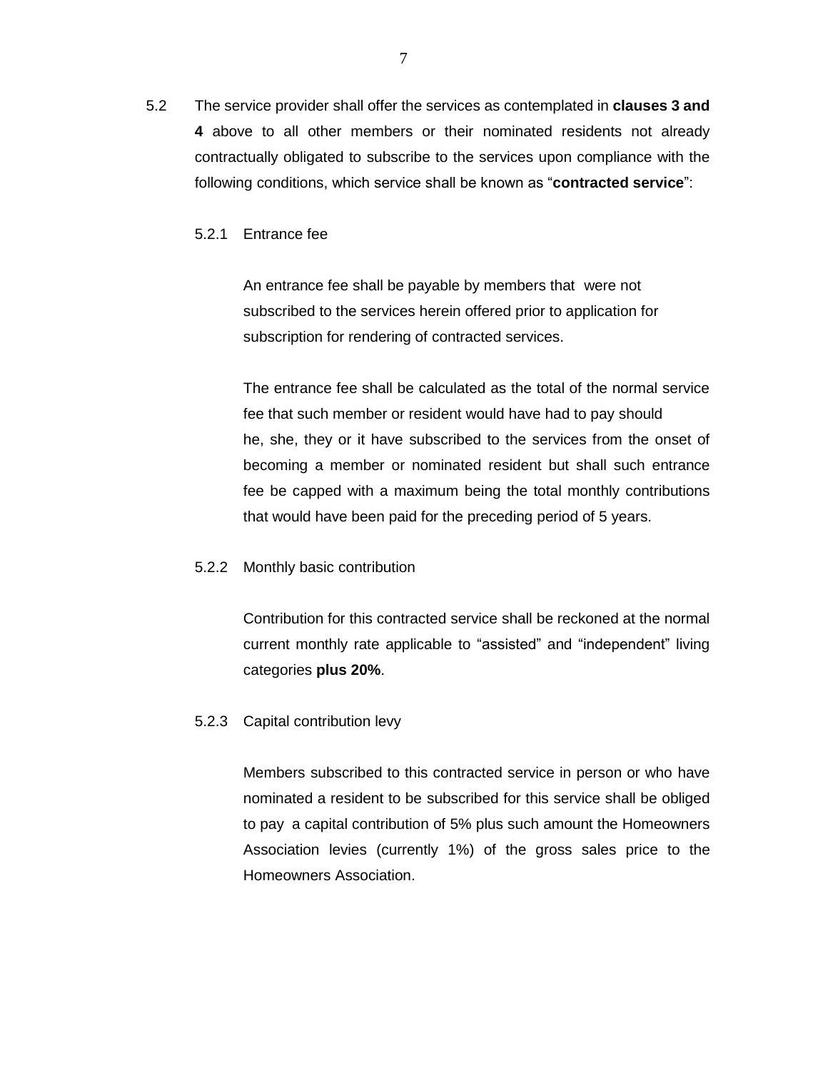5.2 The service provider shall offer the services as contemplated in **clauses 3 and 4** above to all other members or their nominated residents not already contractually obligated to subscribe to the services upon compliance with the following conditions, which service shall be known as "**contracted service**":

5.2.1 Entrance fee

An entrance fee shall be payable by members that were not subscribed to the services herein offered prior to application for subscription for rendering of contracted services.

The entrance fee shall be calculated as the total of the normal service fee that such member or resident would have had to pay should he, she, they or it have subscribed to the services from the onset of becoming a member or nominated resident but shall such entrance fee be capped with a maximum being the total monthly contributions that would have been paid for the preceding period of 5 years.

5.2.2 Monthly basic contribution

Contribution for this contracted service shall be reckoned at the normal current monthly rate applicable to "assisted" and "independent" living categories **plus 20%**.

5.2.3 Capital contribution levy

Members subscribed to this contracted service in person or who have nominated a resident to be subscribed for this service shall be obliged to pay a capital contribution of 5% plus such amount the Homeowners Association levies (currently 1%) of the gross sales price to the Homeowners Association.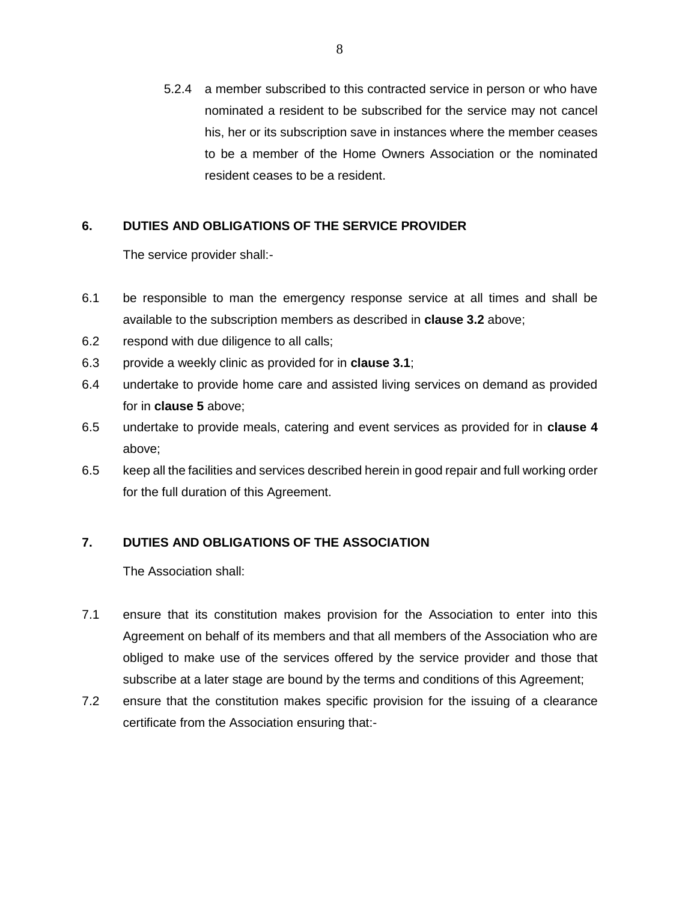5.2.4 a member subscribed to this contracted service in person or who have nominated a resident to be subscribed for the service may not cancel his, her or its subscription save in instances where the member ceases to be a member of the Home Owners Association or the nominated resident ceases to be a resident.

## 6. DUTIES AND OBLIGATIONS OF THE SERVICE PROVIDER

The service provider shall:-

6.1 be responsible to man the emergency response service at all times and shall be available to the subscription members as described in **clause 3.2** above;

6.2 respond with due diligence to all calls;

6.3 provide a weekly clinic as provided for in **clause 3.1**;

6.4 undertake to provide home care and assisted living services on demand as provided for in **clause 5** above;

6.5 undertake to provide meals, catering and event services as provided for in **clause 4** above;

6.5 keep all the facilities and services described herein in good repair and full working order for the full duration of this Agreement.

## 7. DUTIES AND OBLIGATIONS OF THE ASSOCIATION

The Association shall:

7.1 ensure that its constitution makes provision for the Association to enter into this Agreement on behalf of its members and that all members of the Association who are obliged to make use of the services offered by the service provider and those that subscribe at a later stage are bound by the terms and conditions of this Agreement;

7.2 ensure that the constitution makes specific provision for the issuing of a clearance certificate from the Association ensuring that:-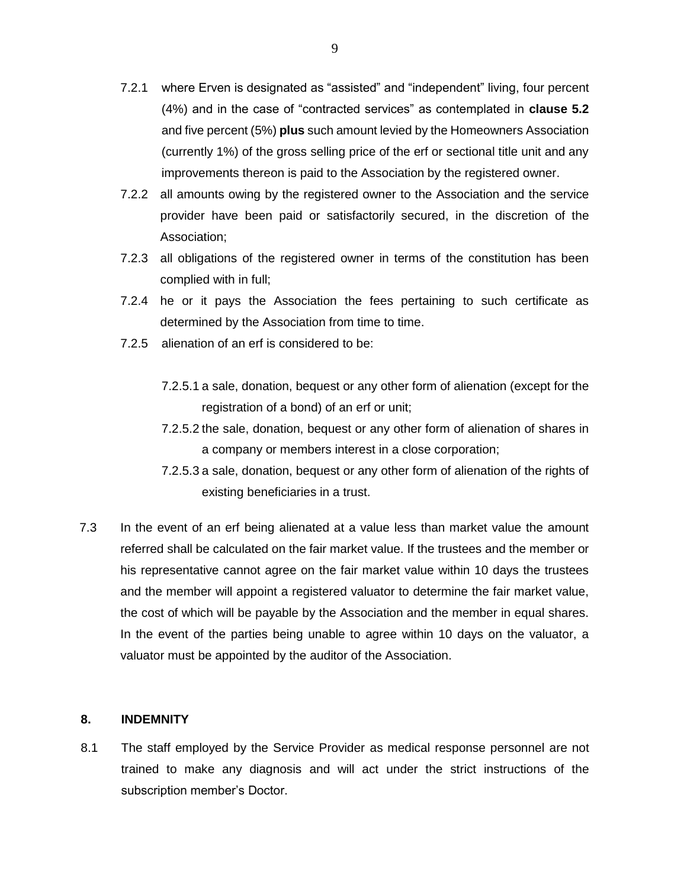7.2.1 where Erven is designated as "assisted" and "independent" living, four percent (4%) and in the case of "contracted services" as contemplated in **clause 5.2** and five percent (5%) **plus** such amount levied by the Homeowners Association (currently 1%) of the gross selling price of the erf or sectional title unit and any improvements thereon is paid to the Association by the registered owner.

7.2.2 all amounts owing by the registered owner to the Association and the service provider have been paid or satisfactorily secured, in the discretion of the Association;

7.2.3 all obligations of the registered owner in terms of the constitution has been complied with in full;

7.2.4 he or it pays the Association the fees pertaining to such certificate as determined by the Association from time to time.

7.2.5 alienation of an erf is considered to be:

7.2.5.1 a sale, donation, bequest or any other form of alienation (except for the registration of a bond) of an erf or unit;

7.2.5.2 the sale, donation, bequest or any other form of alienation of shares in a company or members interest in a close corporation;

7.2.5.3 a sale, donation, bequest or any other form of alienation of the rights of existing beneficiaries in a trust.

7.3 In the event of an erf being alienated at a value less than market value the amount referred shall be calculated on the fair market value. If the trustees and the member or his representative cannot agree on the fair market value within 10 days the trustees and the member will appoint a registered valuator to determine the fair market value, the cost of which will be payable by the Association and the member in equal shares. In the event of the parties being unable to agree within 10 days on the valuator, a valuator must be appointed by the auditor of the Association.

## 8. INDEMNITY

8.1 The staff employed by the Service Provider as medical response personnel are not trained to make any diagnosis and will act under the strict instructions of the subscription member's Doctor.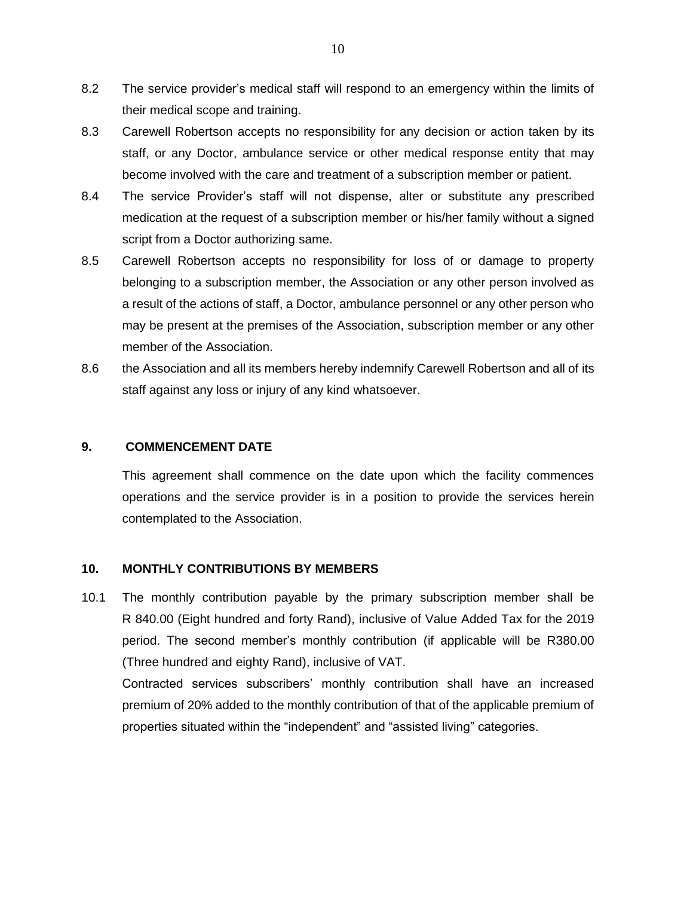8.2 The service provider's medical staff will respond to an emergency within the limits of their medical scope and training.

8.3 Carewell Robertson accepts no responsibility for any decision or action taken by its staff, or any Doctor, ambulance service or other medical response entity that may become involved with the care and treatment of a subscription member or patient.

8.4 The service Provider's staff will not dispense, alter or substitute any prescribed medication at the request of a subscription member or his/her family without a signed script from a Doctor authorizing same.

8.5 Carewell Robertson accepts no responsibility for loss of or damage to property belonging to a subscription member, the Association or any other person involved as a result of the actions of staff, a Doctor, ambulance personnel or any other person who may be present at the premises of the Association, subscription member or any other member of the Association.

8.6 the Association and all its members hereby indemnify Carewell Robertson and all of its staff against any loss or injury of any kind whatsoever.

## 9. COMMENCEMENT DATE

This agreement shall commence on the date upon which the facility commences operations and the service provider is in a position to provide the services herein contemplated to the Association.

## 10. MONTHLY CONTRIBUTIONS BY MEMBERS

10.1 The monthly contribution payable by the primary subscription member shall be R 840.00 (Eight hundred and forty Rand), inclusive of Value Added Tax for the 2019 period. The second member's monthly contribution (if applicable will be R380.00 (Three hundred and eighty Rand), inclusive of VAT.

Contracted services subscribers' monthly contribution shall have an increased premium of 20% added to the monthly contribution of that of the applicable premium of properties situated within the "independent" and "assisted living" categories.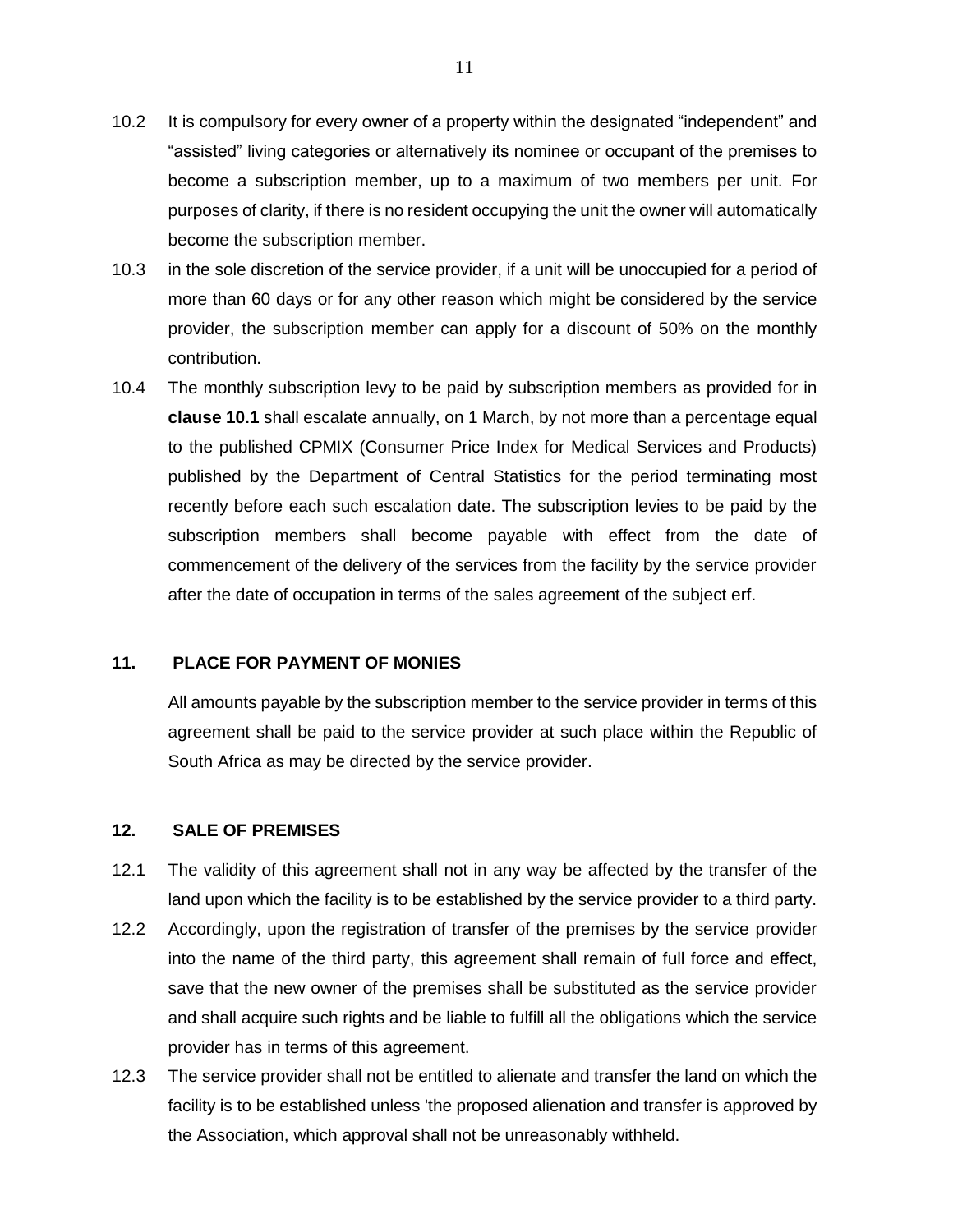10.2 It is compulsory for every owner of a property within the designated "independent" and "assisted" living categories or alternatively its nominee or occupant of the premises to become a subscription member, up to a maximum of two members per unit. For purposes of clarity, if there is no resident occupying the unit the owner will automatically become the subscription member.

10.3 in the sole discretion of the service provider, if a unit will be unoccupied for a period of more than 60 days or for any other reason which might be considered by the service provider, the subscription member can apply for a discount of 50% on the monthly contribution.

10.4 The monthly subscription levy to be paid by subscription members as provided for in **clause 10.1** shall escalate annually, on 1 March, by not more than a percentage equal to the published CPMIX (Consumer Price Index for Medical Services and Products) published by the Department of Central Statistics for the period terminating most recently before each such escalation date. The subscription levies to be paid by the subscription members shall become payable with effect from the date of commencement of the delivery of the services from the facility by the service provider after the date of occupation in terms of the sales agreement of the subject erf.

## 11. PLACE FOR PAYMENT OF MONIES

All amounts payable by the subscription member to the service provider in terms of this agreement shall be paid to the service provider at such place within the Republic of South Africa as may be directed by the service provider.

## 12. SALE OF PREMISES

12.1 The validity of this agreement shall not in any way be affected by the transfer of the land upon which the facility is to be established by the service provider to a third party.

12.2 Accordingly, upon the registration of transfer of the premises by the service provider into the name of the third party, this agreement shall remain of full force and effect, save that the new owner of the premises shall be substituted as the service provider and shall acquire such rights and be liable to fulfill all the obligations which the service provider has in terms of this agreement.

12.3 The service provider shall not be entitled to alienate and transfer the land on which the facility is to be established unless 'the proposed alienation and transfer is approved by the Association, which approval shall not be unreasonably withheld.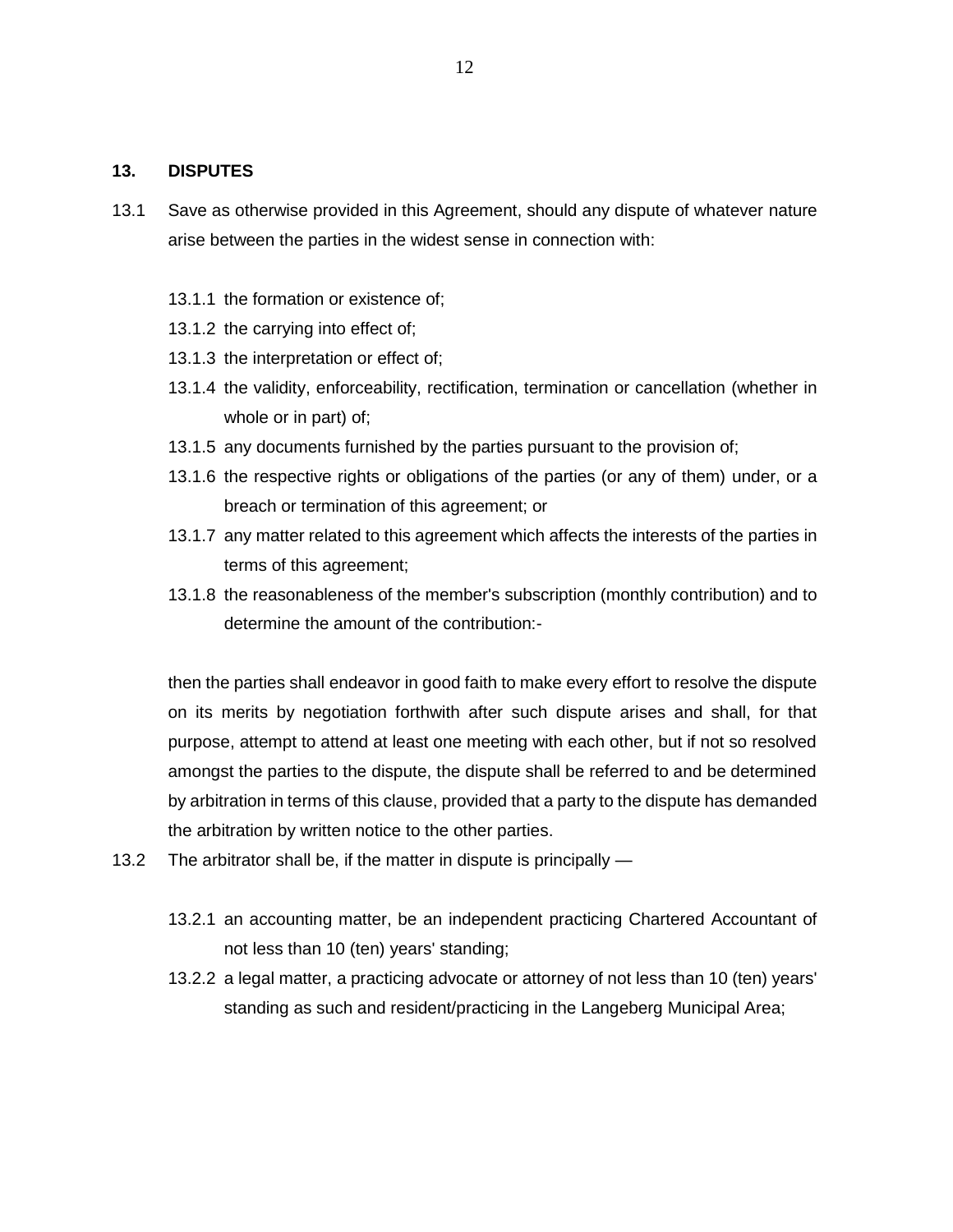## 13. DISPUTES

13.1 Save as otherwise provided in this Agreement, should any dispute of whatever nature arise between the parties in the widest sense in connection with:

13.1.1 the formation or existence of;

13.1.2 the carrying into effect of;

13.1.3 the interpretation or effect of;

13.1.4 the validity, enforceability, rectification, termination or cancellation (whether in whole or in part) of;

13.1.5 any documents furnished by the parties pursuant to the provision of;

13.1.6 the respective rights or obligations of the parties (or any of them) under, or a breach or termination of this agreement; or

13.1.7 any matter related to this agreement which affects the interests of the parties in terms of this agreement;

13.1.8 the reasonableness of the member's subscription (monthly contribution) and to determine the amount of the contribution:-

then the parties shall endeavor in good faith to make every effort to resolve the dispute on its merits by negotiation forthwith after such dispute arises and shall, for that purpose, attempt to attend at least one meeting with each other, but if not so resolved amongst the parties to the dispute, the dispute shall be referred to and be determined by arbitration in terms of this clause, provided that a party to the dispute has demanded the arbitration by written notice to the other parties.

13.2 The arbitrator shall be, if the matter in dispute is principally —

13.2.1 an accounting matter, be an independent practicing Chartered Accountant of not less than 10 (ten) years' standing;

13.2.2 a legal matter, a practicing advocate or attorney of not less than 10 (ten) years' standing as such and resident/practicing in the Langeberg Municipal Area;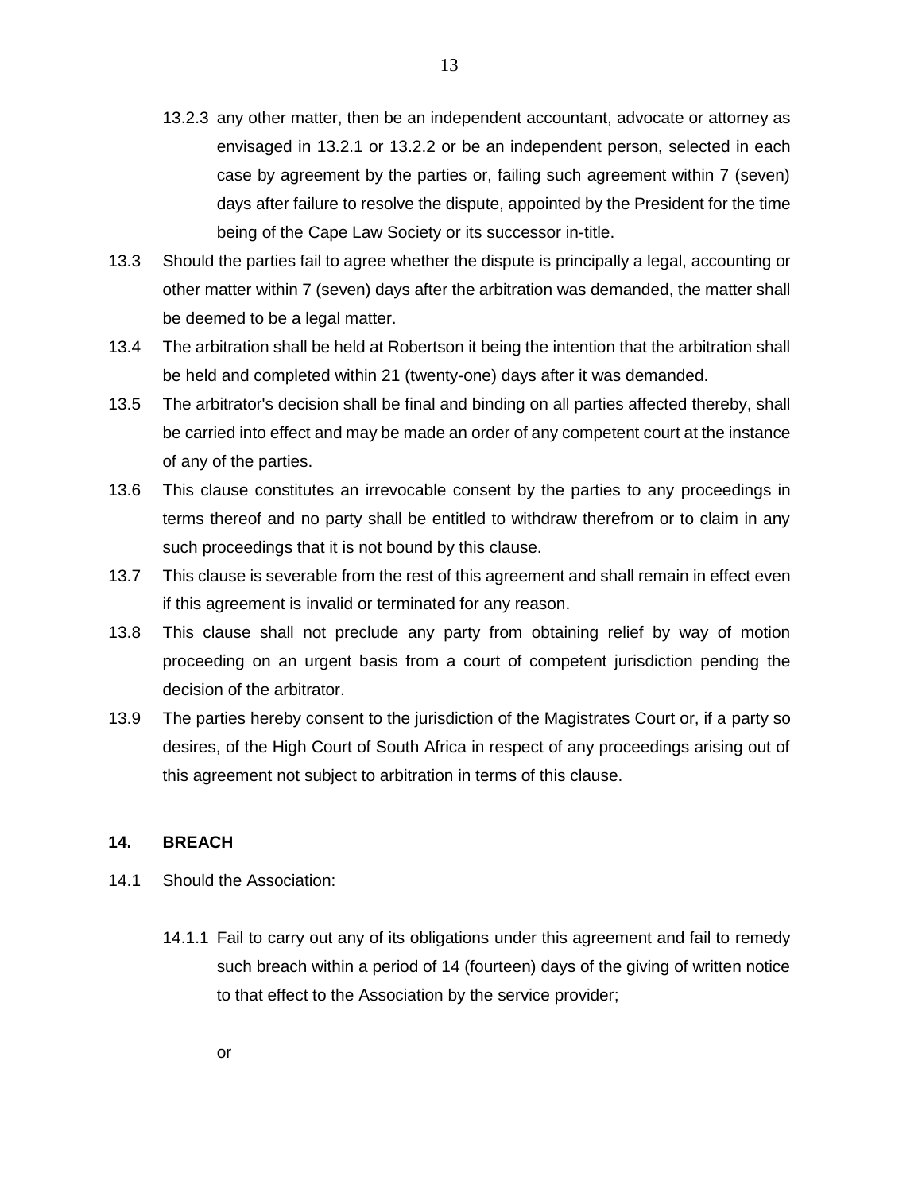13.2.3 any other matter, then be an independent accountant, advocate or attorney as envisaged in 13.2.1 or 13.2.2 or be an independent person, selected in each case by agreement by the parties or, failing such agreement within 7 (seven) days after failure to resolve the dispute, appointed by the President for the time being of the Cape Law Society or its successor in-title.

13.3 Should the parties fail to agree whether the dispute is principally a legal, accounting or other matter within 7 (seven) days after the arbitration was demanded, the matter shall be deemed to be a legal matter.

13.4 The arbitration shall be held at Robertson it being the intention that the arbitration shall be held and completed within 21 (twenty-one) days after it was demanded.

13.5 The arbitrator's decision shall be final and binding on all parties affected thereby, shall be carried into effect and may be made an order of any competent court at the instance of any of the parties.

13.6 This clause constitutes an irrevocable consent by the parties to any proceedings in terms thereof and no party shall be entitled to withdraw therefrom or to claim in any such proceedings that it is not bound by this clause.

13.7 This clause is severable from the rest of this agreement and shall remain in effect even if this agreement is invalid or terminated for any reason.

13.8 This clause shall not preclude any party from obtaining relief by way of motion proceeding on an urgent basis from a court of competent jurisdiction pending the decision of the arbitrator.

13.9 The parties hereby consent to the jurisdiction of the Magistrates Court or, if a party so desires, of the High Court of South Africa in respect of any proceedings arising out of this agreement not subject to arbitration in terms of this clause.

## 14. BREACH

14.1 Should the Association:

14.1.1 Fail to carry out any of its obligations under this agreement and fail to remedy such breach within a period of 14 (fourteen) days of the giving of written notice to that effect to the Association by the service provider;

or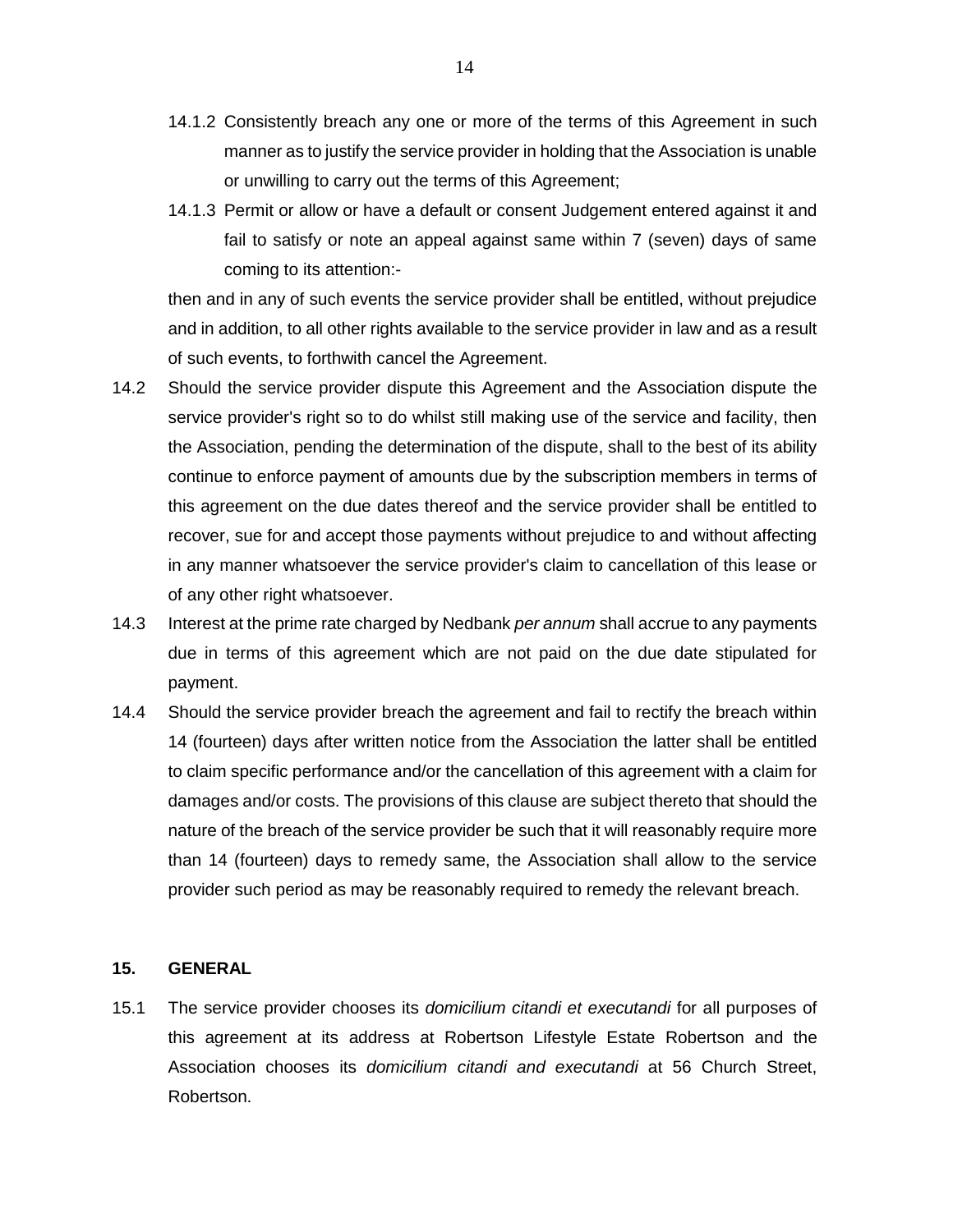14.1.2 Consistently breach any one or more of the terms of this Agreement in such manner as to justify the service provider in holding that the Association is unable or unwilling to carry out the terms of this Agreement;

14.1.3 Permit or allow or have a default or consent Judgement entered against it and fail to satisfy or note an appeal against same within 7 (seven) days of same coming to its attention:-

then and in any of such events the service provider shall be entitled, without prejudice and in addition, to all other rights available to the service provider in law and as a result of such events, to forthwith cancel the Agreement.

14.2 Should the service provider dispute this Agreement and the Association dispute the service provider's right so to do whilst still making use of the service and facility, then the Association, pending the determination of the dispute, shall to the best of its ability continue to enforce payment of amounts due by the subscription members in terms of this agreement on the due dates thereof and the service provider shall be entitled to recover, sue for and accept those payments without prejudice to and without affecting in any manner whatsoever the service provider's claim to cancellation of this lease or of any other right whatsoever.

14.3 Interest at the prime rate charged by Nedbank *per annum* shall accrue to any payments due in terms of this agreement which are not paid on the due date stipulated for payment.

14.4 Should the service provider breach the agreement and fail to rectify the breach within 14 (fourteen) days after written notice from the Association the latter shall be entitled to claim specific performance and/or the cancellation of this agreement with a claim for damages and/or costs. The provisions of this clause are subject thereto that should the nature of the breach of the service provider be such that it will reasonably require more than 14 (fourteen) days to remedy same, the Association shall allow to the service provider such period as may be reasonably required to remedy the relevant breach.

## 15. GENERAL

15.1 The service provider chooses its *domicilium citandi et executandi* for all purposes of this agreement at its address at Robertson Lifestyle Estate Robertson and the Association chooses its *domicilium citandi and executandi* at 56 Church Street, Robertson.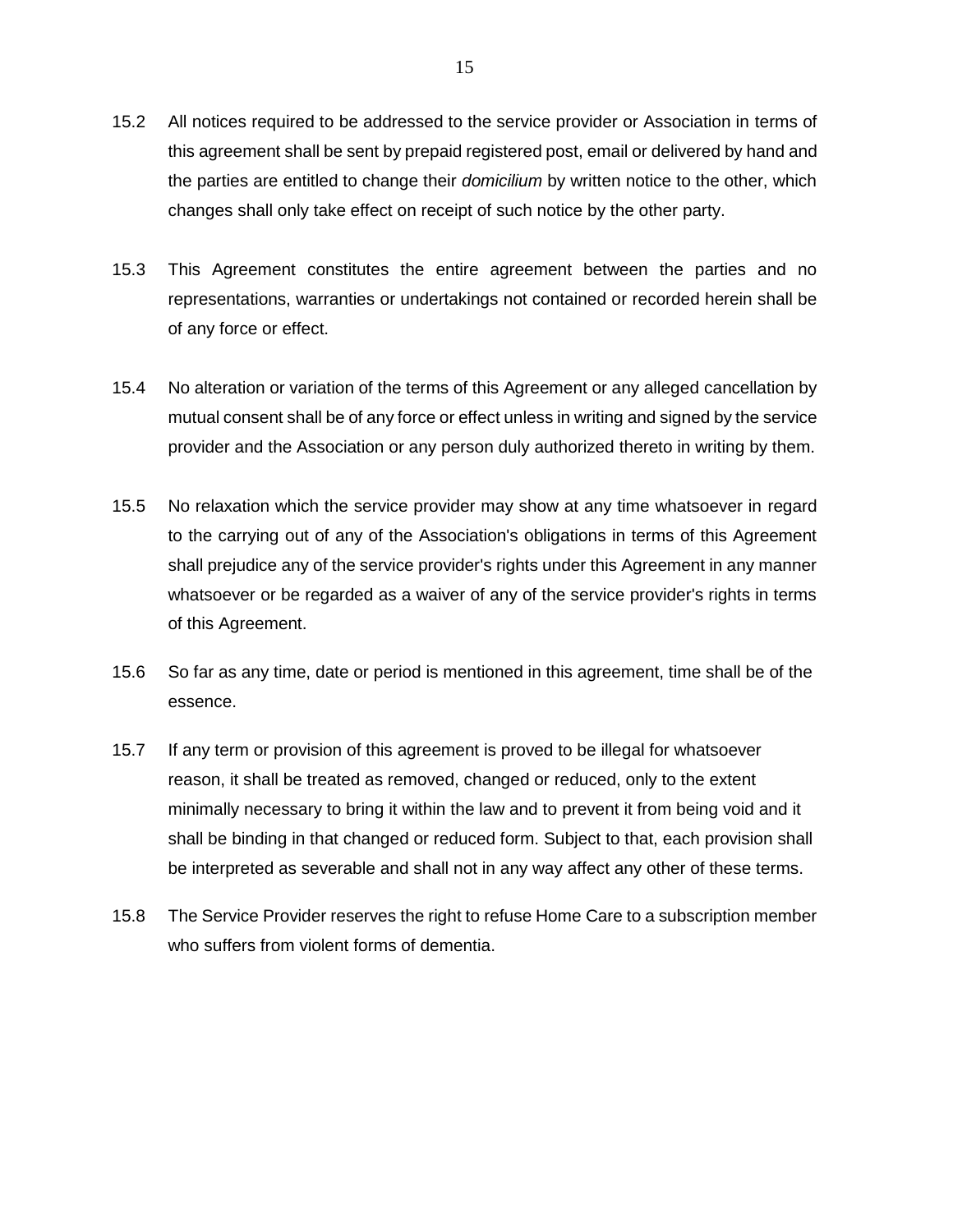15.2 All notices required to be addressed to the service provider or Association in terms of this agreement shall be sent by prepaid registered post, email or delivered by hand and the parties are entitled to change their *domicilium* by written notice to the other, which changes shall only take effect on receipt of such notice by the other party.

15.3 This Agreement constitutes the entire agreement between the parties and no representations, warranties or undertakings not contained or recorded herein shall be of any force or effect.

15.4 No alteration or variation of the terms of this Agreement or any alleged cancellation by mutual consent shall be of any force or effect unless in writing and signed by the service provider and the Association or any person duly authorized thereto in writing by them.

15.5 No relaxation which the service provider may show at any time whatsoever in regard to the carrying out of any of the Association's obligations in terms of this Agreement shall prejudice any of the service provider's rights under this Agreement in any manner whatsoever or be regarded as a waiver of any of the service provider's rights in terms of this Agreement.

15.6 So far as any time, date or period is mentioned in this agreement, time shall be of the essence.

15.7 If any term or provision of this agreement is proved to be illegal for whatsoever reason, it shall be treated as removed, changed or reduced, only to the extent minimally necessary to bring it within the law and to prevent it from being void and it shall be binding in that changed or reduced form. Subject to that, each provision shall be interpreted as severable and shall not in any way affect any other of these terms.

15.8 The Service Provider reserves the right to refuse Home Care to a subscription member who suffers from violent forms of dementia.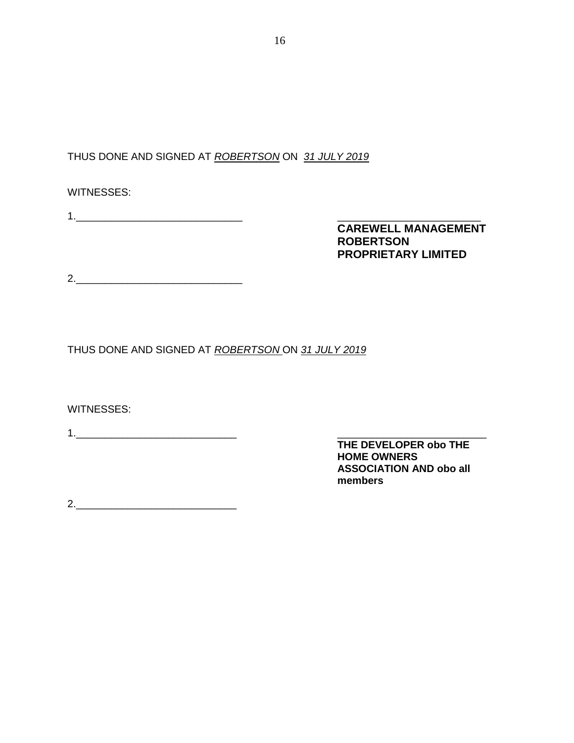THUS DONE AND SIGNED AT *ROBERTSON* ON *31 JULY 2019*

WITNESSES:

1.____________________________

**CAREWELL MANAGEMENT ROBERTSON PROPRIETARY LIMITED**

2.____________________________

THUS DONE AND SIGNED AT *ROBERTSON* ON *31 JULY 2019*

WITNESSES:

1.____________________________

**THE DEVELOPER obo THE HOME OWNERS ASSOCIATION AND obo all members**

2.____________________________